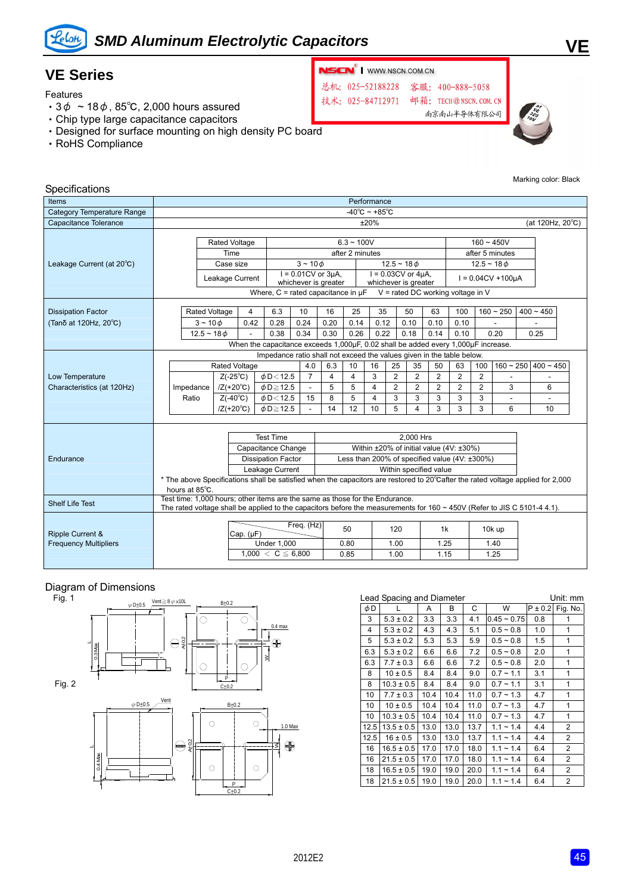# SMD Aluminum Electrolytic Capacitors

VE

## VE Series

NSCN WWW.NSCN.COM.CN

总机：025-52188228　客服：400-888-5058
技术：025-84712971　邮箱：TECH@NSCN.COM.CN
南京南山半导体有限公司

Features

- 3 ϕ ~ 18 ϕ, 85℃, 2,000 hours assured
- Chip type large capacitance capacitors
- Designed for surface mounting on high density PC board
- RoHS Compliance

Marking color: Black

### Specifications

| Items | Performance |
|---|---|
| Category Temperature Range | -40℃ ~ +85℃ |
| Capacitance Tolerance | ±20% (at 120Hz, 20℃) |

**Leakage Current (at 20℃)**

| Rated Voltage | 6.3 ~ 100V | | 160 ~ 450V |
|---|---|---|---|
| Time | after 2 minutes | | after 5 minutes |
| Case size | 3 ~ 10ϕ | 12.5 ~ 18ϕ | 12.5 ~ 18ϕ |
| Leakage Current | I = 0.01CV or 3μA, whichever is greater | I = 0.03CV or 4μA, whichever is greater | I = 0.04CV +100μA |

Where, C = rated capacitance in μF　V = rated DC working voltage in V

**Dissipation Factor (Tanδ at 120Hz, 20℃)**

| Rated Voltage | 4 | 6.3 | 10 | 16 | 25 | 35 | 50 | 63 | 100 | 160 ~ 250 | 400 ~ 450 |
|---|---|---|---|---|---|---|---|---|---|---|---|
| 3 ~ 10ϕ | 0.42 | 0.28 | 0.24 | 0.20 | 0.14 | 0.12 | 0.10 | 0.10 | 0.10 | - | - |
| 12.5 ~ 18ϕ | - | 0.38 | 0.34 | 0.30 | 0.26 | 0.22 | 0.18 | 0.14 | 0.10 | 0.20 | 0.25 |

When the capacitance exceeds 1,000μF, 0.02 shall be added every 1,000μF increase.

**Low Temperature Characteristics (at 120Hz)**

Impedance ratio shall not exceed the values given in the table below.

| | Rated Voltage | | 4.0 | 6.3 | 10 | 16 | 25 | 35 | 50 | 63 | 100 | 160 ~ 250 | 400 ~ 450 |
|---|---|---|---|---|---|---|---|---|---|---|---|---|---|
| Impedance Ratio | Z(-25℃)/Z(+20℃) | ϕD＜12.5 | 7 | 4 | 4 | 3 | 2 | 2 | 2 | 2 | 2 | - | - |
| | | ϕD≧12.5 | - | 5 | 5 | 4 | 2 | 2 | 2 | 2 | 2 | 3 | 6 |
| | Z(-40℃)/Z(+20℃) | ϕD＜12.5 | 15 | 8 | 5 | 4 | 3 | 3 | 3 | 3 | 3 | - | - |
| | | ϕD≧12.5 | - | 14 | 12 | 10 | 5 | 4 | 3 | 3 | 3 | 6 | 10 |

**Endurance**

| Test Time | 2,000 Hrs |
|---|---|
| Capacitance Change | Within ±20% of initial value (4V: ±30%) |
| Dissipation Factor | Less than 200% of specified value (4V: ±300%) |
| Leakage Current | Within specified value |

\* The above Specifications shall be satisfied when the capacitors are restored to 20℃after the rated voltage applied for 2,000 hours at 85℃.

**Shelf Life Test**

Test time: 1,000 hours; other items are the same as those for the Endurance.
The rated voltage shall be applied to the capacitors before the measurements for 160 ~ 450V (Refer to JIS C 5101-4 4.1).

**Ripple Current & Frequency Multipliers**

| Cap. (μF) \ Freq. (Hz) | 50 | 120 | 1k | 10k up |
|---|---|---|---|---|
| Under 1,000 | 0.80 | 1.00 | 1.25 | 1.40 |
| 1,000 ＜ C ≦ 6,800 | 0.85 | 1.00 | 1.15 | 1.25 |

### Diagram of Dimensions

Fig. 1

Fig. 2

Lead Spacing and Diameter　Unit: mm

| ϕD | L | A | B | C | W | P ± 0.2 | Fig. No. |
|---|---|---|---|---|---|---|---|
| 3 | 5.3 ± 0.2 | 3.3 | 3.3 | 4.1 | 0.45 ~ 0.75 | 0.8 | 1 |
| 4 | 5.3 ± 0.2 | 4.3 | 4.3 | 5.1 | 0.5 ~ 0.8 | 1.0 | 1 |
| 5 | 5.3 ± 0.2 | 5.3 | 5.3 | 5.9 | 0.5 ~ 0.8 | 1.5 | 1 |
| 6.3 | 5.3 ± 0.2 | 6.6 | 6.6 | 7.2 | 0.5 ~ 0.8 | 2.0 | 1 |
| 6.3 | 7.7 ± 0.3 | 6.6 | 6.6 | 7.2 | 0.5 ~ 0.8 | 2.0 | 1 |
| 8 | 10 ± 0.5 | 8.4 | 8.4 | 9.0 | 0.7 ~ 1.1 | 3.1 | 1 |
| 8 | 10.3 ± 0.5 | 8.4 | 8.4 | 9.0 | 0.7 ~ 1.1 | 3.1 | 1 |
| 10 | 7.7 ± 0.3 | 10.4 | 10.4 | 11.0 | 0.7 ~ 1.3 | 4.7 | 1 |
| 10 | 10 ± 0.5 | 10.4 | 10.4 | 11.0 | 0.7 ~ 1.3 | 4.7 | 1 |
| 10 | 10.3 ± 0.5 | 10.4 | 10.4 | 11.0 | 0.7 ~ 1.3 | 4.7 | 1 |
| 12.5 | 13.5 ± 0.5 | 13.0 | 13.0 | 13.7 | 1.1 ~ 1.4 | 4.4 | 2 |
| 12.5 | 16 ± 0.5 | 13.0 | 13.0 | 13.7 | 1.1 ~ 1.4 | 4.4 | 2 |
| 16 | 16.5 ± 0.5 | 17.0 | 17.0 | 18.0 | 1.1 ~ 1.4 | 6.4 | 2 |
| 16 | 21.5 ± 0.5 | 17.0 | 17.0 | 18.0 | 1.1 ~ 1.4 | 6.4 | 2 |
| 18 | 16.5 ± 0.5 | 19.0 | 19.0 | 20.0 | 1.1 ~ 1.4 | 6.4 | 2 |
| 18 | 21.5 ± 0.5 | 19.0 | 19.0 | 20.0 | 1.1 ~ 1.4 | 6.4 | 2 |

2012E2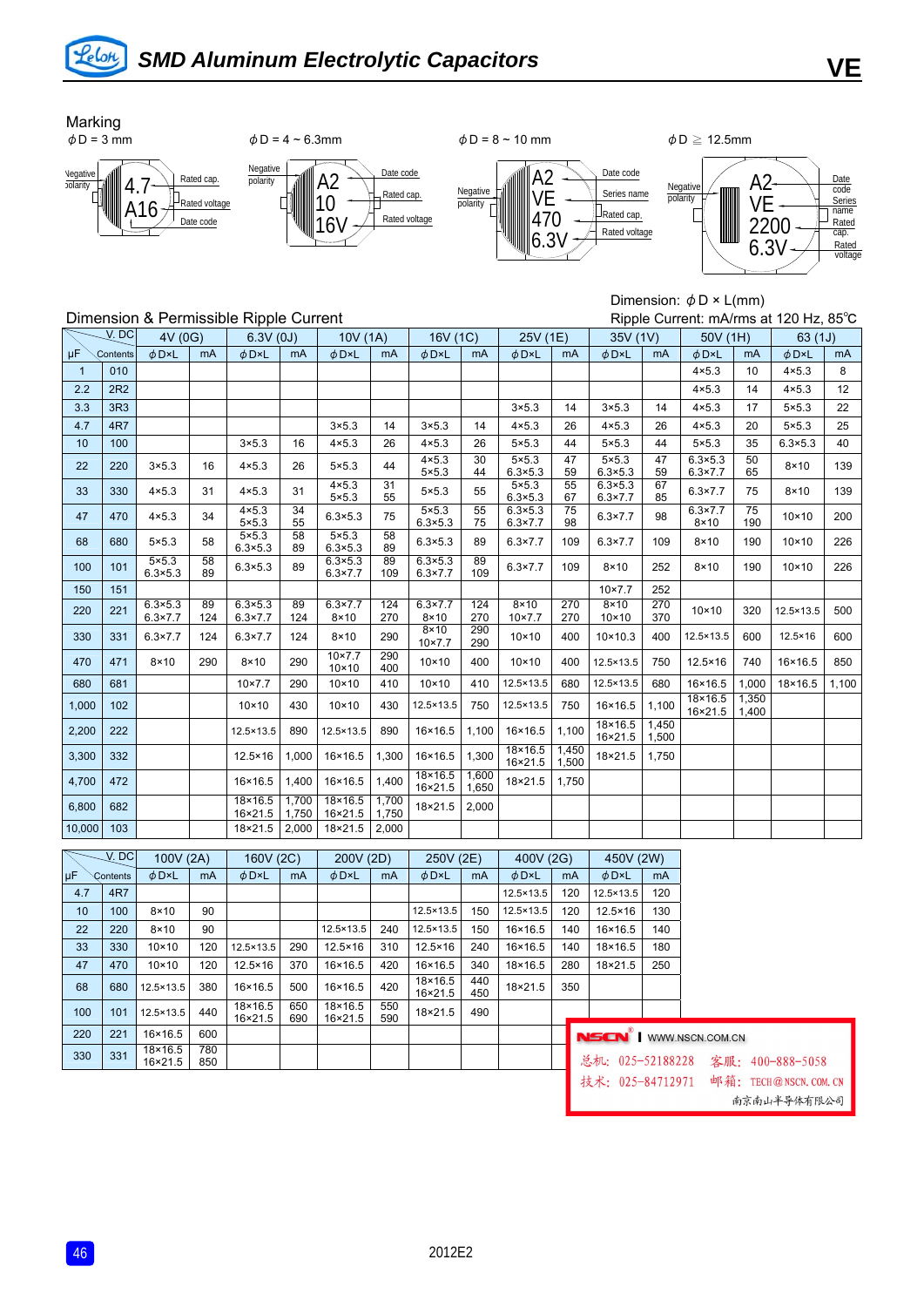# SMD Aluminum Electrolytic Capacitors

**VE**

## Marking

ϕD = 3 mm

Negative polarity, 4.7 Rated cap., A16 Rated voltage, Date code

ϕD = 4 ~ 6.3mm

Negative polarity, A2 Date code, 10 Rated cap., 16V Rated voltage

ϕD = 8 ~ 10 mm

Negative polarity, A2 Date code, VE Series name, 470 Rated cap., 6.3V Rated voltage

ϕD ≧ 12.5mm

Negative polarity, A2 Date code, VE Series name, 2200 Rated cap., 6.3V Rated voltage

## Dimension & Permissible Ripple Current

Dimension: ϕD × L(mm)

Ripple Current: mA/rms at 120 Hz, 85℃

| μF | V. DC / Contents | 4V (0G) ϕD×L | 4V (0G) mA | 6.3V (0J) ϕD×L | 6.3V (0J) mA | 10V (1A) ϕD×L | 10V (1A) mA | 16V (1C) ϕD×L | 16V (1C) mA | 25V (1E) ϕD×L | 25V (1E) mA | 35V (1V) ϕD×L | 35V (1V) mA | 50V (1H) ϕD×L | 50V (1H) mA | 63 (1J) ϕD×L | 63 (1J) mA |
|---|---|---|---|---|---|---|---|---|---|---|---|---|---|---|---|---|---|
| 1 | 010 | | | | | | | | | | | | | 4×5.3 | 10 | 4×5.3 | 8 |
| 2.2 | 2R2 | | | | | | | | | | | | | 4×5.3 | 14 | 4×5.3 | 12 |
| 3.3 | 3R3 | | | | | | | | | 3×5.3 | 14 | 3×5.3 | 14 | 4×5.3 | 17 | 5×5.3 | 22 |
| 4.7 | 4R7 | | | | | 3×5.3 | 14 | 3×5.3 | 14 | 4×5.3 | 26 | 4×5.3 | 26 | 4×5.3 | 20 | 5×5.3 | 25 |
| 10 | 100 | | | 3×5.3 | 16 | 4×5.3 | 26 | 4×5.3 | 26 | 5×5.3 | 44 | 5×5.3 | 44 | 5×5.3 | 35 | 6.3×5.3 | 40 |
| 22 | 220 | 3×5.3 | 16 | 4×5.3 | 26 | 5×5.3 | 44 | 4×5.3<br>5×5.3 | 30<br>44 | 5×5.3<br>6.3×5.3 | 47<br>59 | 5×5.3<br>6.3×5.3 | 47<br>59 | 6.3×5.3<br>6.3×7.7 | 50<br>65 | 8×10 | 139 |
| 33 | 330 | 4×5.3 | 31 | 4×5.3 | 31 | 4×5.3<br>5×5.3 | 31<br>55 | 5×5.3 | 55 | 5×5.3<br>6.3×5.3 | 55<br>67 | 6.3×5.3<br>6.3×7.7 | 67<br>85 | 6.3×7.7 | 75 | 8×10 | 139 |
| 47 | 470 | 4×5.3 | 34 | 4×5.3<br>5×5.3 | 34<br>55 | 6.3×5.3 | 75 | 5×5.3<br>6.3×5.3 | 55<br>75 | 6.3×5.3<br>6.3×7.7 | 75<br>98 | 6.3×7.7 | 98 | 6.3×7.7<br>8×10 | 75<br>190 | 10×10 | 200 |
| 68 | 680 | 5×5.3 | 58 | 5×5.3<br>6.3×5.3 | 58<br>89 | 5×5.3<br>6.3×5.3 | 58<br>89 | 6.3×5.3 | 89 | 6.3×7.7 | 109 | 6.3×7.7 | 109 | 8×10 | 190 | 10×10 | 226 |
| 100 | 101 | 5×5.3<br>6.3×5.3 | 58<br>89 | 6.3×5.3 | 89 | 6.3×5.3<br>6.3×7.7 | 89<br>109 | 6.3×5.3<br>6.3×7.7 | 89<br>109 | 6.3×7.7 | 109 | 8×10 | 252 | 8×10 | 190 | 10×10 | 226 |
| 150 | 151 | | | | | | | | | | | 10×7.7 | 252 | | | | |
| 220 | 221 | 6.3×5.3<br>6.3×7.7 | 89<br>124 | 6.3×5.3<br>6.3×7.7 | 89<br>124 | 6.3×7.7<br>8×10 | 124<br>270 | 6.3×7.7<br>8×10 | 124<br>270 | 8×10<br>10×7.7 | 270<br>270 | 8×10<br>10×10 | 270<br>370 | 10×10 | 320 | 12.5×13.5 | 500 |
| 330 | 331 | 6.3×7.7 | 124 | 6.3×7.7 | 124 | 8×10 | 290 | 8×10<br>10×7.7 | 290<br>290 | 10×10 | 400 | 10×10.3 | 400 | 12.5×13.5 | 600 | 12.5×16 | 600 |
| 470 | 471 | 8×10 | 290 | 8×10 | 290 | 10×7.7<br>10×10 | 290<br>400 | 10×10 | 400 | 10×10 | 400 | 12.5×13.5 | 750 | 12.5×16 | 740 | 16×16.5 | 850 |
| 680 | 681 | | | 10×7.7 | 290 | 10×10 | 410 | 10×10 | 410 | 12.5×13.5 | 680 | 12.5×13.5 | 680 | 16×16.5 | 1,000 | 18×16.5 | 1,100 |
| 1,000 | 102 | | | 10×10 | 430 | 10×10 | 430 | 12.5×13.5 | 750 | 12.5×13.5 | 750 | 16×16.5 | 1,100 | 18×16.5<br>16×21.5 | 1,350<br>1,400 | | |
| 2,200 | 222 | | | 12.5×13.5 | 890 | 12.5×13.5 | 890 | 16×16.5 | 1,100 | 16×16.5 | 1,100 | 18×16.5<br>16×21.5 | 1,450<br>1,500 | | | | |
| 3,300 | 332 | | | 12.5×16 | 1,000 | 16×16.5 | 1,300 | 16×16.5 | 1,300 | 18×16.5<br>16×21.5 | 1,450<br>1,500 | 18×21.5 | 1,750 | | | | |
| 4,700 | 472 | | | 16×16.5 | 1,400 | 16×16.5 | 1,400 | 18×16.5<br>16×21.5 | 1,600<br>1,650 | 18×21.5 | 1,750 | | | | | | |
| 6,800 | 682 | | | 18×16.5<br>16×21.5 | 1,700<br>1,750 | 18×16.5<br>16×21.5 | 1,700<br>1,750 | 18×21.5 | 2,000 | | | | | | | | |
| 10,000 | 103 | | | 18×21.5 | 2,000 | 18×21.5 | 2,000 | | | | | | | | | | |

| μF | V. DC / Contents | 100V (2A) ϕD×L | 100V (2A) mA | 160V (2C) ϕD×L | 160V (2C) mA | 200V (2D) ϕD×L | 200V (2D) mA | 250V (2E) ϕD×L | 250V (2E) mA | 400V (2G) ϕD×L | 400V (2G) mA | 450V (2W) ϕD×L | 450V (2W) mA |
|---|---|---|---|---|---|---|---|---|---|---|---|---|---|
| 4.7 | 4R7 | | | | | | | | | 12.5×13.5 | 120 | 12.5×13.5 | 120 |
| 10 | 100 | 8×10 | 90 | | | | | 12.5×13.5 | 150 | 12.5×13.5 | 120 | 12.5×16 | 130 |
| 22 | 220 | 8×10 | 90 | | | 12.5×13.5 | 240 | 12.5×13.5 | 150 | 16×16.5 | 140 | 16×16.5 | 140 |
| 33 | 330 | 10×10 | 120 | 12.5×13.5 | 290 | 12.5×16 | 310 | 12.5×16 | 240 | 16×16.5 | 140 | 18×16.5 | 180 |
| 47 | 470 | 10×10 | 120 | 12.5×16 | 370 | 16×16.5 | 420 | 16×16.5 | 340 | 18×16.5 | 280 | 18×21.5 | 250 |
| 68 | 680 | 12.5×13.5 | 380 | 16×16.5 | 500 | 16×16.5 | 420 | 18×16.5<br>16×21.5 | 440<br>450 | 18×21.5 | 350 | | |
| 100 | 101 | 12.5×13.5 | 440 | 18×16.5<br>16×21.5 | 650<br>690 | 18×16.5<br>16×21.5 | 550<br>590 | 18×21.5 | 490 | | | | |
| 220 | 221 | 16×16.5 | 600 | | | | | | | | | | |
| 330 | 331 | 18×16.5<br>16×21.5 | 780<br>850 | | | | | | | | | | |

NSCN | WWW.NSCN.COM.CN

总机: 025-52188228 客服: 400-888-5058

技术: 025-84712971 邮箱: TECH@NSCN.COM.CN

南京南山半导体有限公司

2012E2